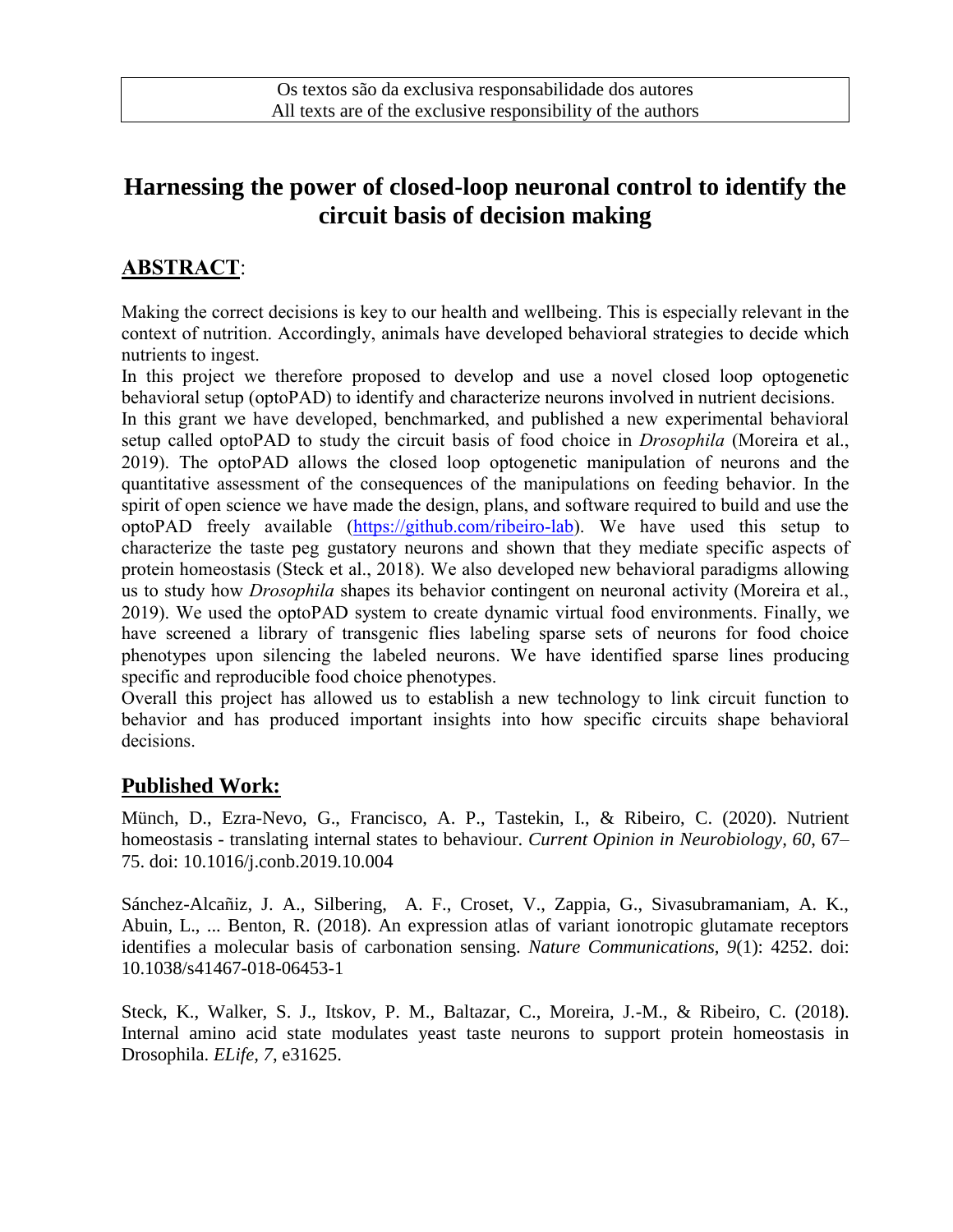Os textos são da exclusiva responsabilidade dos autores
All texts are of the exclusive responsibility of the authors

# Harnessing the power of closed-loop neuronal control to identify the circuit basis of decision making

## ABSTRACT:

Making the correct decisions is key to our health and wellbeing. This is especially relevant in the context of nutrition. Accordingly, animals have developed behavioral strategies to decide which nutrients to ingest.

In this project we therefore proposed to develop and use a novel closed loop optogenetic behavioral setup (optoPAD) to identify and characterize neurons involved in nutrient decisions.

In this grant we have developed, benchmarked, and published a new experimental behavioral setup called optoPAD to study the circuit basis of food choice in *Drosophila* (Moreira et al., 2019). The optoPAD allows the closed loop optogenetic manipulation of neurons and the quantitative assessment of the consequences of the manipulations on feeding behavior. In the spirit of open science we have made the design, plans, and software required to build and use the optoPAD freely available (https://github.com/ribeiro-lab). We have used this setup to characterize the taste peg gustatory neurons and shown that they mediate specific aspects of protein homeostasis (Steck et al., 2018). We also developed new behavioral paradigms allowing us to study how *Drosophila* shapes its behavior contingent on neuronal activity (Moreira et al., 2019). We used the optoPAD system to create dynamic virtual food environments. Finally, we have screened a library of transgenic flies labeling sparse sets of neurons for food choice phenotypes upon silencing the labeled neurons. We have identified sparse lines producing specific and reproducible food choice phenotypes.

Overall this project has allowed us to establish a new technology to link circuit function to behavior and has produced important insights into how specific circuits shape behavioral decisions.

## Published Work:

Münch, D., Ezra-Nevo, G., Francisco, A. P., Tastekin, I., & Ribeiro, C. (2020). Nutrient homeostasis - translating internal states to behaviour. *Current Opinion in Neurobiology, 60*, 67–75. doi: 10.1016/j.conb.2019.10.004

Sánchez-Alcañiz, J. A., Silbering, A. F., Croset, V., Zappia, G., Sivasubramaniam, A. K., Abuin, L., ... Benton, R. (2018). An expression atlas of variant ionotropic glutamate receptors identifies a molecular basis of carbonation sensing. *Nature Communications, 9*(1): 4252. doi: 10.1038/s41467-018-06453-1

Steck, K., Walker, S. J., Itskov, P. M., Baltazar, C., Moreira, J.-M., & Ribeiro, C. (2018). Internal amino acid state modulates yeast taste neurons to support protein homeostasis in Drosophila. *ELife, 7*, e31625.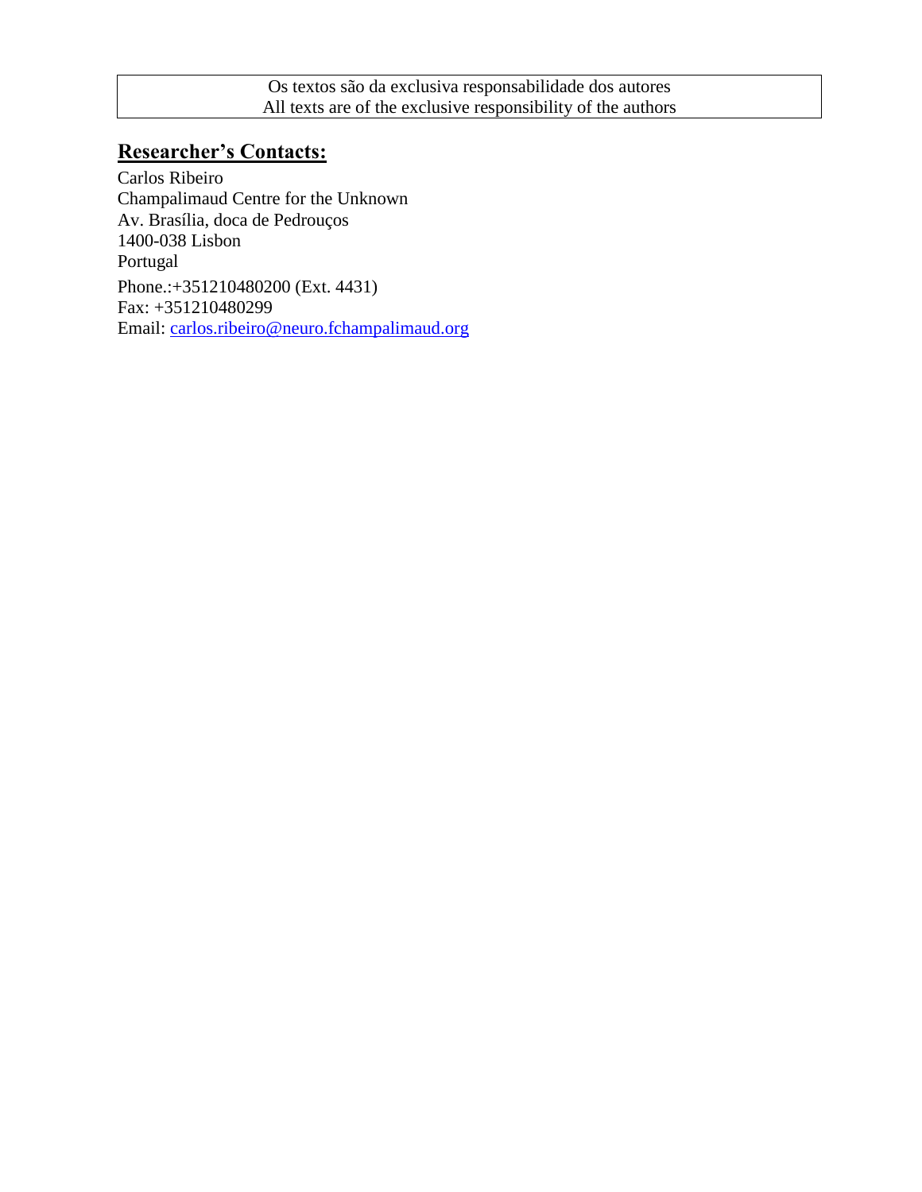Os textos são da exclusiva responsabilidade dos autores
All texts are of the exclusive responsibility of the authors

## Researcher's Contacts:

Carlos Ribeiro
Champalimaud Centre for the Unknown
Av. Brasília, doca de Pedrouços
1400-038 Lisbon
Portugal
Phone.:+351210480200 (Ext. 4431)
Fax: +351210480299
Email: carlos.ribeiro@neuro.fchampalimaud.org